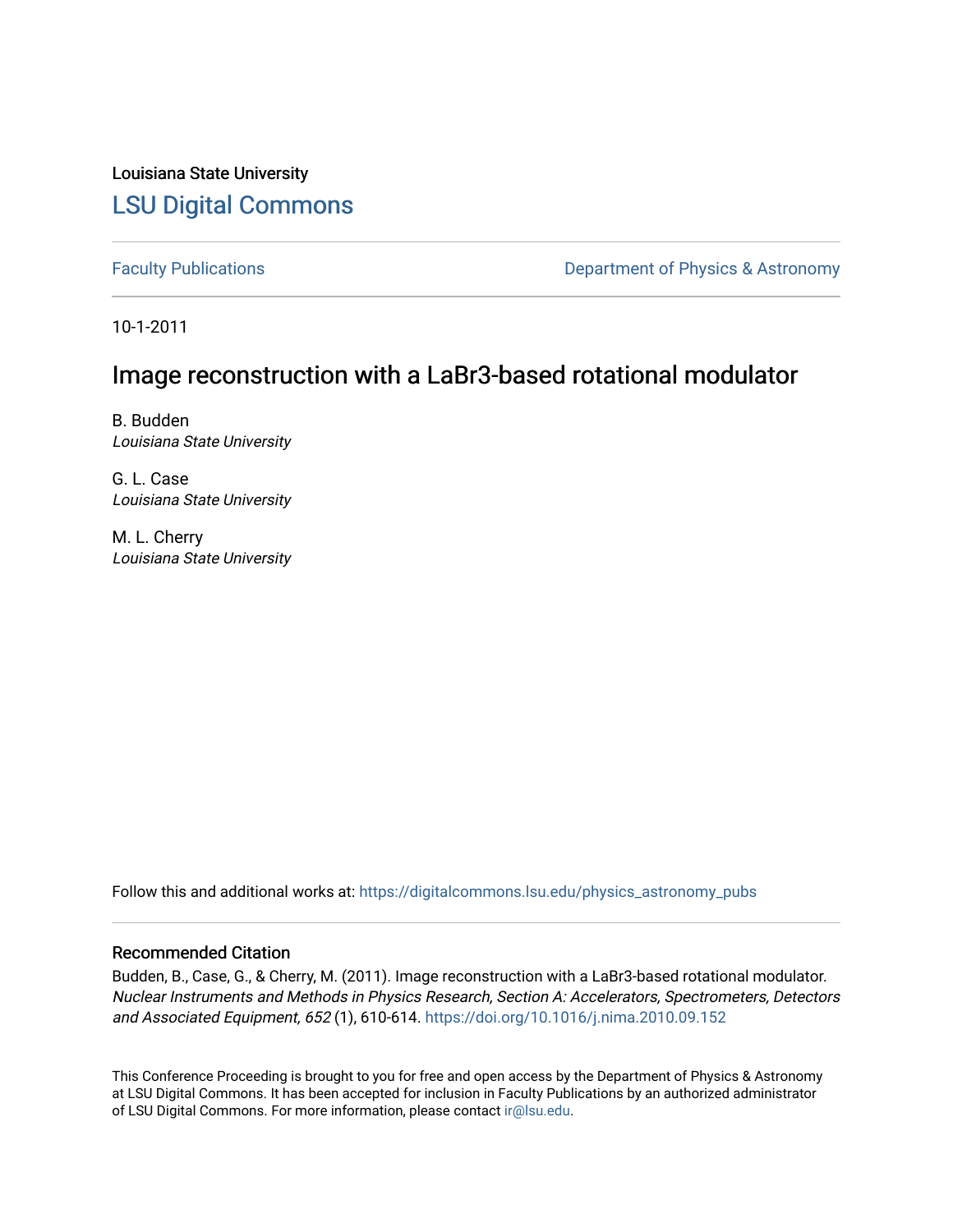Louisiana State University

# LSU Digital Commons

Faculty Publications

Department of Physics & Astronomy

10-1-2011

## Image reconstruction with a LaBr3-based rotational modulator

B. Budden
*Louisiana State University*

G. L. Case
*Louisiana State University*

M. L. Cherry
*Louisiana State University*

Follow this and additional works at: https://digitalcommons.lsu.edu/physics_astronomy_pubs

### Recommended Citation

Budden, B., Case, G., & Cherry, M. (2011). Image reconstruction with a LaBr3-based rotational modulator. *Nuclear Instruments and Methods in Physics Research, Section A: Accelerators, Spectrometers, Detectors and Associated Equipment, 652* (1), 610-614. https://doi.org/10.1016/j.nima.2010.09.152

This Conference Proceeding is brought to you for free and open access by the Department of Physics & Astronomy at LSU Digital Commons. It has been accepted for inclusion in Faculty Publications by an authorized administrator of LSU Digital Commons. For more information, please contact ir@lsu.edu.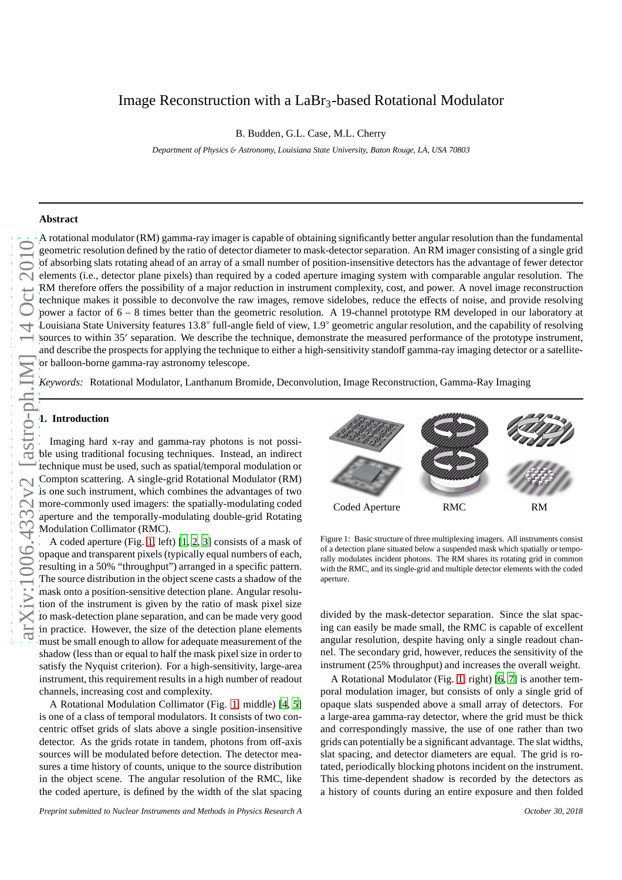# Image Reconstruction with a $LaBr_3$-based Rotational Modulator

B. Budden, G.L. Case, M.L. Cherry

*Department of Physics & Astronomy, Louisiana State University, Baton Rouge, LA, USA 70803*

## Abstract

A rotational modulator (RM) gamma-ray imager is capable of obtaining significantly better angular resolution than the fundamental geometric resolution defined by the ratio of detector diameter to mask-detector separation. An RM imager consisting of a single grid of absorbing slats rotating ahead of an array of a small number of position-insensitive detectors has the advantage of fewer detector elements (i.e., detector plane pixels) than required by a coded aperture imaging system with comparable angular resolution. The RM therefore offers the possibility of a major reduction in instrument complexity, cost, and power. A novel image reconstruction technique makes it possible to deconvolve the raw images, remove sidelobes, reduce the effects of noise, and provide resolving power a factor of 6 – 8 times better than the geometric resolution. A 19-channel prototype RM developed in our laboratory at Louisiana State University features 13.8° full-angle field of view, 1.9° geometric angular resolution, and the capability of resolving sources to within 35′ separation. We describe the technique, demonstrate the measured performance of the prototype instrument, and describe the prospects for applying the technique to either a high-sensitivity standoff gamma-ray imaging detector or a satellite- or balloon-borne gamma-ray astronomy telescope.

*Keywords:* Rotational Modulator, Lanthanum Bromide, Deconvolution, Image Reconstruction, Gamma-Ray Imaging

## 1. Introduction

Imaging hard x-ray and gamma-ray photons is not possible using traditional focusing techniques. Instead, an indirect technique must be used, such as spatial/temporal modulation or Compton scattering. A single-grid Rotational Modulator (RM) is one such instrument, which combines the advantages of two more-commonly used imagers: the spatially-modulating coded aperture and the temporally-modulating double-grid Rotating Modulation Collimator (RMC).

A coded aperture (Fig. 1, left) [1, 2, 3] consists of a mask of opaque and transparent pixels (typically equal numbers of each, resulting in a 50% "throughput") arranged in a specific pattern. The source distribution in the object scene casts a shadow of the mask onto a position-sensitive detection plane. Angular resolution of the instrument is given by the ratio of mask pixel size to mask-detection plane separation, and can be made very good in practice. However, the size of the detection plane elements must be small enough to allow for adequate measurement of the shadow (less than or equal to half the mask pixel size in order to satisfy the Nyquist criterion). For a high-sensitivity, large-area instrument, this requirement results in a high number of readout channels, increasing cost and complexity.

A Rotational Modulation Collimator (Fig. 1, middle) [4, 5] is one of a class of temporal modulators. It consists of two concentric offset grids of slats above a single position-insensitive detector. As the grids rotate in tandem, photons from off-axis sources will be modulated before detection. The detector measures a time history of counts, unique to the source distribution in the object scene. The angular resolution of the RMC, like the coded aperture, is defined by the width of the slat spacing divided by the mask-detector separation. Since the slat spacing can easily be made small, the RMC is capable of excellent angular resolution, despite having only a single readout channel. The secondary grid, however, reduces the sensitivity of the instrument (25% throughput) and increases the overall weight.

Coded Aperture RMC RM

Figure 1: Basic structure of three multiplexing imagers. All instruments consist of a detection plane situated below a suspended mask which spatially or temporally modulates incident photons. The RM shares its rotating grid in common with the RMC, and its single-grid and multiple detector elements with the coded aperture.

A Rotational Modulator (Fig. 1, right) [6, 7] is another temporal modulation imager, but consists of only a single grid of opaque slats suspended above a small array of detectors. For a large-area gamma-ray detector, where the grid must be thick and correspondingly massive, the use of one rather than two grids can potentially be a significant advantage. The slat widths, slat spacing, and detector diameters are equal. The grid is rotated, periodically blocking photons incident on the instrument. This time-dependent shadow is recorded by the detectors as a history of counts during an entire exposure and then folded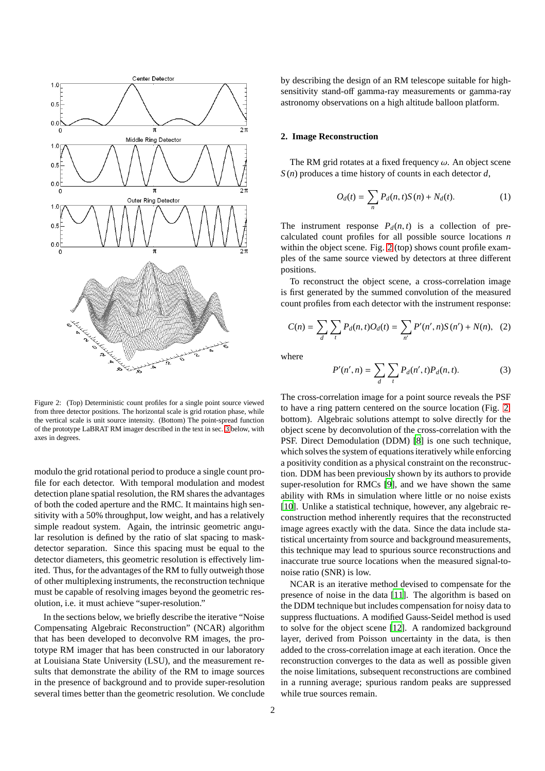Figure 2: (Top) Deterministic count profiles for a single point source viewed from three detector positions. The horizontal scale is grid rotation phase, while the vertical scale is unit source intensity. (Bottom) The point-spread function of the prototype LaBRAT RM imager described in the text in sec. 3 below, with axes in degrees.

modulo the grid rotational period to produce a single count profile for each detector. With temporal modulation and modest detection plane spatial resolution, the RM shares the advantages of both the coded aperture and the RMC. It maintains high sensitivity with a 50% throughput, low weight, and has a relatively simple readout system. Again, the intrinsic geometric angular resolution is defined by the ratio of slat spacing to mask-detector separation. Since this spacing must be equal to the detector diameters, this geometric resolution is effectively limited. Thus, for the advantages of the RM to fully outweigh those of other multiplexing instruments, the reconstruction technique must be capable of resolving images beyond the geometric resolution, i.e. it must achieve "super-resolution."

In the sections below, we briefly describe the iterative "Noise Compensating Algebraic Reconstruction" (NCAR) algorithm that has been developed to deconvolve RM images, the prototype RM imager that has been constructed in our laboratory at Louisiana State University (LSU), and the measurement results that demonstrate the ability of the RM to image sources in the presence of background and to provide super-resolution several times better than the geometric resolution. We conclude by describing the design of an RM telescope suitable for high-sensitivity stand-off gamma-ray measurements or gamma-ray astronomy observations on a high altitude balloon platform.

## 2. Image Reconstruction

The RM grid rotates at a fixed frequency $\omega$. An object scene $S(n)$ produces a time history of counts in each detector $d$,

$$O_d(t) = \sum_n P_d(n,t)S(n) + N_d(t). \tag{1}$$

The instrument response $P_d(n,t)$ is a collection of pre-calculated count profiles for all possible source locations $n$ within the object scene. Fig. 2 (top) shows count profile examples of the same source viewed by detectors at three different positions.

To reconstruct the object scene, a cross-correlation image is first generated by the summed convolution of the measured count profiles from each detector with the instrument response:

$$C(n) = \sum_d \sum_t P_d(n,t)O_d(t) = \sum_{n'} P'(n',n)S(n') + N(n), \tag{2}$$

where

$$P'(n',n) = \sum_d \sum_t P_d(n',t)P_d(n,t). \tag{3}$$

The cross-correlation image for a point source reveals the PSF to have a ring pattern centered on the source location (Fig. 2 bottom). Algebraic solutions attempt to solve directly for the object scene by deconvolution of the cross-correlation with the PSF. Direct Demodulation (DDM) [8] is one such technique, which solves the system of equations iteratively while enforcing a positivity condition as a physical constraint on the reconstruction. DDM has been previously shown by its authors to provide super-resolution for RMCs [9], and we have shown the same ability with RMs in simulation where little or no noise exists [10]. Unlike a statistical technique, however, any algebraic reconstruction method inherently requires that the reconstructed image agrees exactly with the data. Since the data include statistical uncertainty from source and background measurements, this technique may lead to spurious source reconstructions and inaccurate true source locations when the measured signal-to-noise ratio (SNR) is low.

NCAR is an iterative method devised to compensate for the presence of noise in the data [11]. The algorithm is based on the DDM technique but includes compensation for noisy data to suppress fluctuations. A modified Gauss-Seidel method is used to solve for the object scene [12]. A randomized background layer, derived from Poisson uncertainty in the data, is then added to the cross-correlation image at each iteration. Once the reconstruction converges to the data as well as possible given the noise limitations, subsequent reconstructions are combined in a running average; spurious random peaks are suppressed while true sources remain.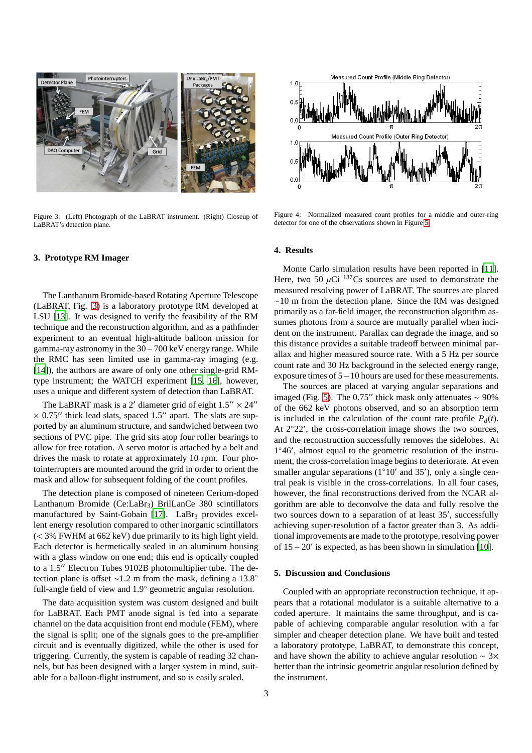Figure 3: (Left) Photograph of the LaBRAT instrument. (Right) Closeup of LaBRAT's detection plane.

Figure 4: Normalized measured count profiles for a middle and outer-ring detector for one of the observations shown in Figure 5.

## 3. Prototype RM Imager

The Lanthanum Bromide-based Rotating Aperture Telescope (LaBRAT, Fig. 3) is a laboratory prototype RM developed at LSU [13]. It was designed to verify the feasibility of the RM technique and the reconstruction algorithm, and as a pathfinder experiment to an eventual high-altitude balloon mission for gamma-ray astronomy in the 30 – 700 keV energy range. While the RMC has seen limited use in gamma-ray imaging (e.g. [14]), the authors are aware of only one other single-grid RM-type instrument; the WATCH experiment [15, 16], however, uses a unique and different system of detection than LaBRAT.

The LaBRAT mask is a 2′ diameter grid of eight 1.5″ × 24″ × 0.75″ thick lead slats, spaced 1.5″ apart. The slats are supported by an aluminum structure, and sandwiched between two sections of PVC pipe. The grid sits atop four roller bearings to allow for free rotation. A servo motor is attached by a belt and drives the mask to rotate at approximately 10 rpm. Four photointerrupters are mounted around the grid in order to orient the mask and allow for subsequent folding of the count profiles.

The detection plane is composed of nineteen Cerium-doped Lanthanum Bromide (Ce:$LaBr_3$) BrilLanCe 380 scintillators manufactured by Saint-Gobain [17]. $LaBr_3$ provides excellent energy resolution compared to other inorganic scintillators (< 3% FWHM at 662 keV) due primarily to its high light yield. Each detector is hermetically sealed in an aluminum housing with a glass window on one end; this end is optically coupled to a 1.5″ Electron Tubes 9102B photomultiplier tube. The detection plane is offset ∼1.2 m from the mask, defining a 13.8° full-angle field of view and 1.9° geometric angular resolution.

The data acquisition system was custom designed and built for LaBRAT. Each PMT anode signal is fed into a separate channel on the data acquisition front end module (FEM), where the signal is split; one of the signals goes to the pre-amplifier circuit and is eventually digitized, while the other is used for triggering. Currently, the system is capable of reading 32 channels, but has been designed with a larger system in mind, suitable for a balloon-flight instrument, and so is easily scaled.

## 4. Results

Monte Carlo simulation results have been reported in [11]. Here, two 50 $\mu$Ci $^{137}$Cs sources are used to demonstrate the measured resolving power of LaBRAT. The sources are placed ∼10 m from the detection plane. Since the RM was designed primarily as a far-field imager, the reconstruction algorithm assumes photons from a source are mutually parallel when incident on the instrument. Parallax can degrade the image, and so this distance provides a suitable tradeoff between minimal parallax and higher measured source rate. With a 5 Hz per source count rate and 30 Hz background in the selected energy range, exposure times of 5 – 10 hours are used for these measurements.

The sources are placed at varying angular separations and imaged (Fig. 5). The 0.75″ thick mask only attenuates ∼ 90% of the 662 keV photons observed, and so an absorption term is included in the calculation of the count rate profile $P_d(t)$. At 2°22′, the cross-correlation image shows the two sources, and the reconstruction successfully removes the sidelobes. At 1°46′, almost equal to the geometric resolution of the instrument, the cross-correlation image begins to deteriorate. At even smaller angular separations (1°10′ and 35′), only a single central peak is visible in the cross-correlations. In all four cases, however, the final reconstructions derived from the NCAR algorithm are able to deconvolve the data and fully resolve the two sources down to a separation of at least 35′, successfully achieving super-resolution of a factor greater than 3. As additional improvements are made to the prototype, resolving power of 15 – 20′ is expected, as has been shown in simulation [10].

## 5. Discussion and Conclusions

Coupled with an appropriate reconstruction technique, it appears that a rotational modulator is a suitable alternative to a coded aperture. It maintains the same throughput, and is capable of achieving comparable angular resolution with a far simpler and cheaper detection plane. We have built and tested a laboratory prototype, LaBRAT, to demonstrate this concept, and have shown the ability to achieve angular resolution ∼ 3× better than the intrinsic geometric angular resolution defined by the instrument.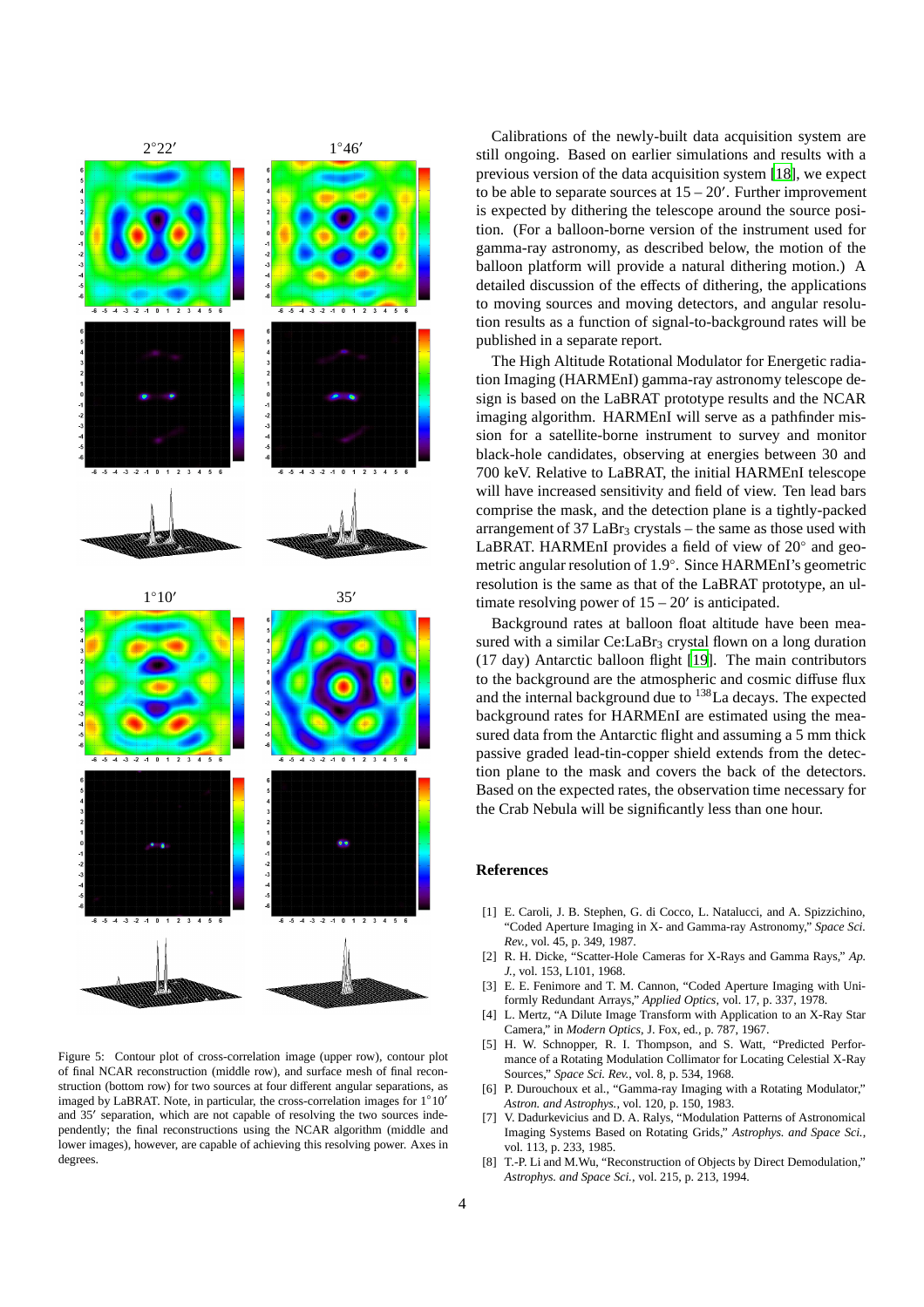Figure 5: Contour plot of cross-correlation image (upper row), contour plot of final NCAR reconstruction (middle row), and surface mesh of final reconstruction (bottom row) for two sources at four different angular separations, as imaged by LaBRAT. Note, in particular, the cross-correlation images for 1°10′ and 35′ separation, which are not capable of resolving the two sources independently; the final reconstructions using the NCAR algorithm (middle and lower images), however, are capable of achieving this resolving power. Axes in degrees.

Calibrations of the newly-built data acquisition system are still ongoing. Based on earlier simulations and results with a previous version of the data acquisition system [18], we expect to be able to separate sources at 15 – 20′. Further improvement is expected by dithering the telescope around the source position. (For a balloon-borne version of the instrument used for gamma-ray astronomy, as described below, the motion of the balloon platform will provide a natural dithering motion.) A detailed discussion of the effects of dithering, the applications to moving sources and moving detectors, and angular resolution results as a function of signal-to-background rates will be published in a separate report.

The High Altitude Rotational Modulator for Energetic radiation Imaging (HARMEnI) gamma-ray astronomy telescope design is based on the LaBRAT prototype results and the NCAR imaging algorithm. HARMEnI will serve as a pathfinder mission for a satellite-borne instrument to survey and monitor black-hole candidates, observing at energies between 30 and 700 keV. Relative to LaBRAT, the initial HARMEnI telescope will have increased sensitivity and field of view. Ten lead bars comprise the mask, and the detection plane is a tightly-packed arrangement of 37 $LaBr_3$ crystals – the same as those used with LaBRAT. HARMEnI provides a field of view of 20° and geometric angular resolution of 1.9°. Since HARMEnI's geometric resolution is the same as that of the LaBRAT prototype, an ultimate resolving power of 15 – 20′ is anticipated.

Background rates at balloon float altitude have been measured with a similar $Ce{:}LaBr_3$ crystal flown on a long duration (17 day) Antarctic balloon flight [19]. The main contributors to the background are the atmospheric and cosmic diffuse flux and the internal background due to $^{138}$La decays. The expected background rates for HARMEnI are estimated using the measured data from the Antarctic flight and assuming a 5 mm thick passive graded lead-tin-copper shield extends from the detection plane to the mask and covers the back of the detectors. Based on the expected rates, the observation time necessary for the Crab Nebula will be significantly less than one hour.

## References

[1] E. Caroli, J. B. Stephen, G. di Cocco, L. Natalucci, and A. Spizzichino, "Coded Aperture Imaging in X- and Gamma-ray Astronomy," *Space Sci. Rev.*, vol. 45, p. 349, 1987.

[2] R. H. Dicke, "Scatter-Hole Cameras for X-Rays and Gamma Rays," *Ap. J.*, vol. 153, L101, 1968.

[3] E. E. Fenimore and T. M. Cannon, "Coded Aperture Imaging with Uniformly Redundant Arrays," *Applied Optics*, vol. 17, p. 337, 1978.

[4] L. Mertz, "A Dilute Image Transform with Application to an X-Ray Star Camera," in *Modern Optics*, J. Fox, ed., p. 787, 1967.

[5] H. W. Schnopper, R. I. Thompson, and S. Watt, "Predicted Performance of a Rotating Modulation Collimator for Locating Celestial X-Ray Sources," *Space Sci. Rev.*, vol. 8, p. 534, 1968.

[6] P. Durouchoux et al., "Gamma-ray Imaging with a Rotating Modulator," *Astron. and Astrophys.*, vol. 120, p. 150, 1983.

[7] V. Dadurkevicius and D. A. Ralys, "Modulation Patterns of Astronomical Imaging Systems Based on Rotating Grids," *Astrophys. and Space Sci.*, vol. 113, p. 233, 1985.

[8] T.-P. Li and M.Wu, "Reconstruction of Objects by Direct Demodulation," *Astrophys. and Space Sci.*, vol. 215, p. 213, 1994.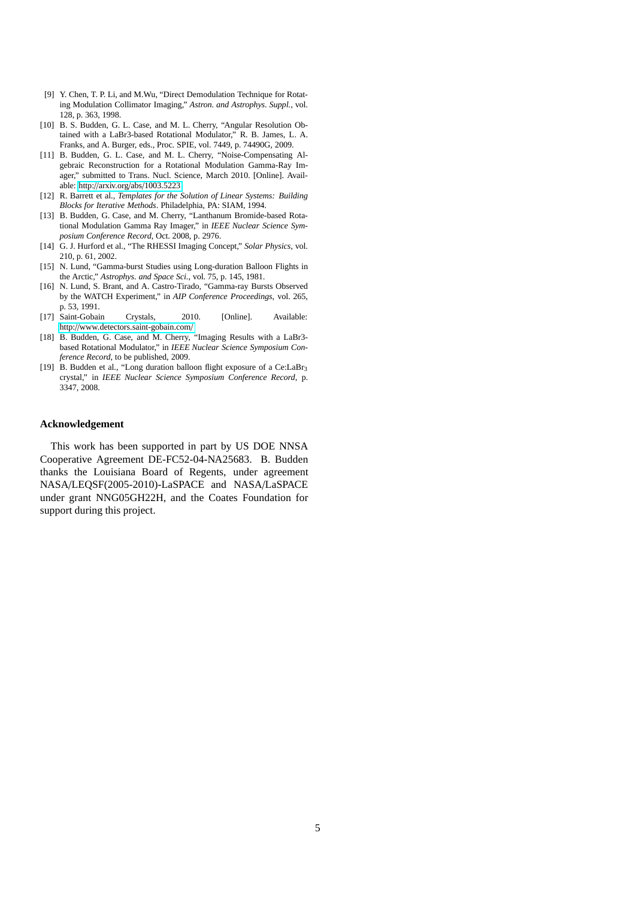[9] Y. Chen, T. P. Li, and M.Wu, "Direct Demodulation Technique for Rotating Modulation Collimator Imaging," *Astron. and Astrophys. Suppl.*, vol. 128, p. 363, 1998.

[10] B. S. Budden, G. L. Case, and M. L. Cherry, "Angular Resolution Obtained with a LaBr3-based Rotational Modulator," R. B. James, L. A. Franks, and A. Burger, eds., Proc. SPIE, vol. 7449, p. 74490G, 2009.

[11] B. Budden, G. L. Case, and M. L. Cherry, "Noise-Compensating Algebraic Reconstruction for a Rotational Modulation Gamma-Ray Imager," submitted to Trans. Nucl. Science, March 2010. [Online]. Available: http://arxiv.org/abs/1003.5223

[12] R. Barrett et al., *Templates for the Solution of Linear Systems: Building Blocks for Iterative Methods*. Philadelphia, PA: SIAM, 1994.

[13] B. Budden, G. Case, and M. Cherry, "Lanthanum Bromide-based Rotational Modulation Gamma Ray Imager," in *IEEE Nuclear Science Symposium Conference Record*, Oct. 2008, p. 2976.

[14] G. J. Hurford et al., "The RHESSI Imaging Concept," *Solar Physics*, vol. 210, p. 61, 2002.

[15] N. Lund, "Gamma-burst Studies using Long-duration Balloon Flights in the Arctic," *Astrophys. and Space Sci.*, vol. 75, p. 145, 1981.

[16] N. Lund, S. Brant, and A. Castro-Tirado, "Gamma-ray Bursts Observed by the WATCH Experiment," in *AIP Conference Proceedings*, vol. 265, p. 53, 1991.

[17] Saint-Gobain Crystals, 2010. [Online]. Available: http://www.detectors.saint-gobain.com/

[18] B. Budden, G. Case, and M. Cherry, "Imaging Results with a LaBr3-based Rotational Modulator," in *IEEE Nuclear Science Symposium Conference Record*, to be published, 2009.

[19] B. Budden et al., "Long duration balloon flight exposure of a Ce:$LaBr_3$ crystal," in *IEEE Nuclear Science Symposium Conference Record*, p. 3347, 2008.

### Acknowledgement

This work has been supported in part by US DOE NNSA Cooperative Agreement DE-FC52-04-NA25683. B. Budden thanks the Louisiana Board of Regents, under agreement NASA/LEQSF(2005-2010)-LaSPACE and NASA/LaSPACE under grant NNG05GH22H, and the Coates Foundation for support during this project.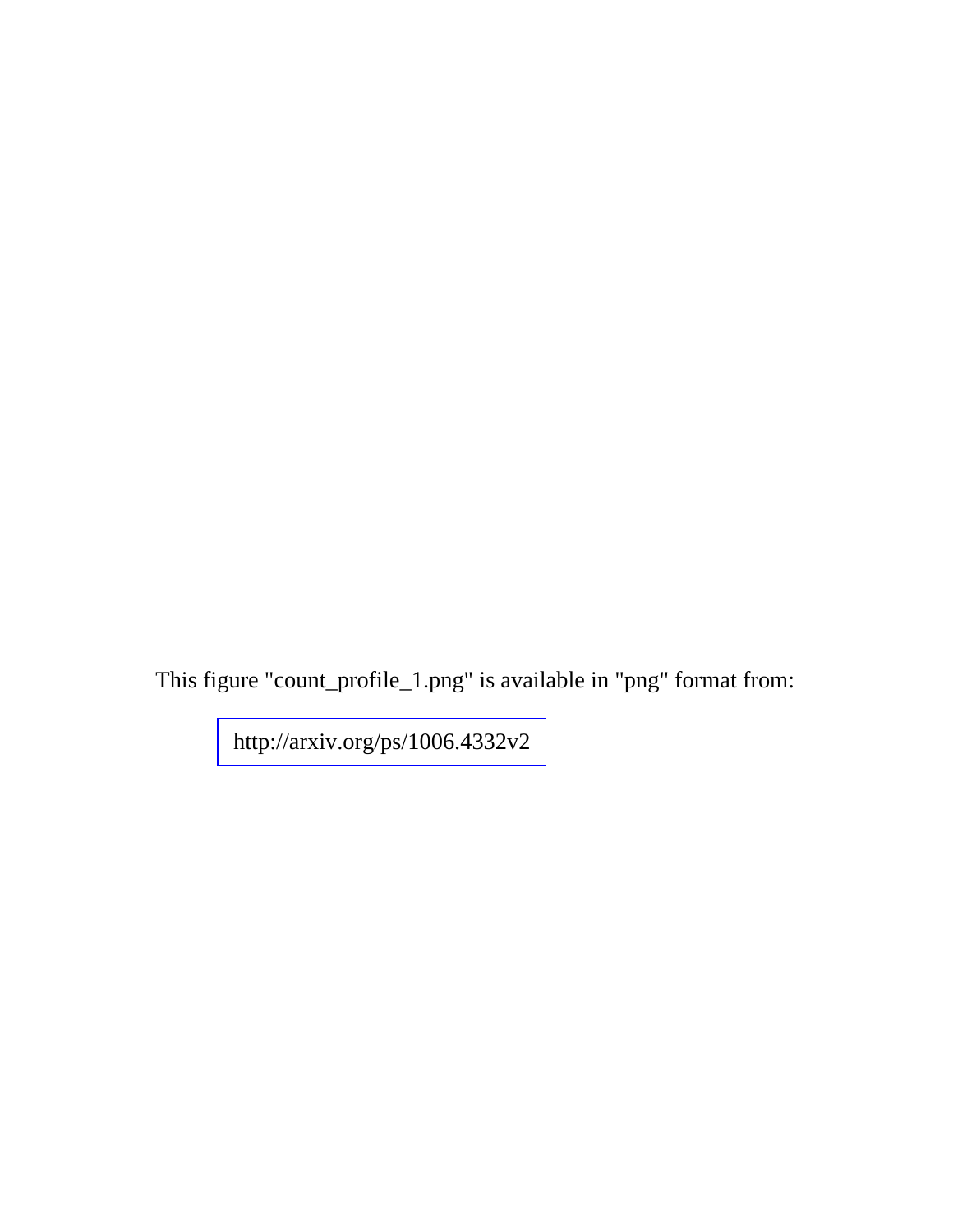This figure "count_profile_1.png" is available in "png" format from:

http://arxiv.org/ps/1006.4332v2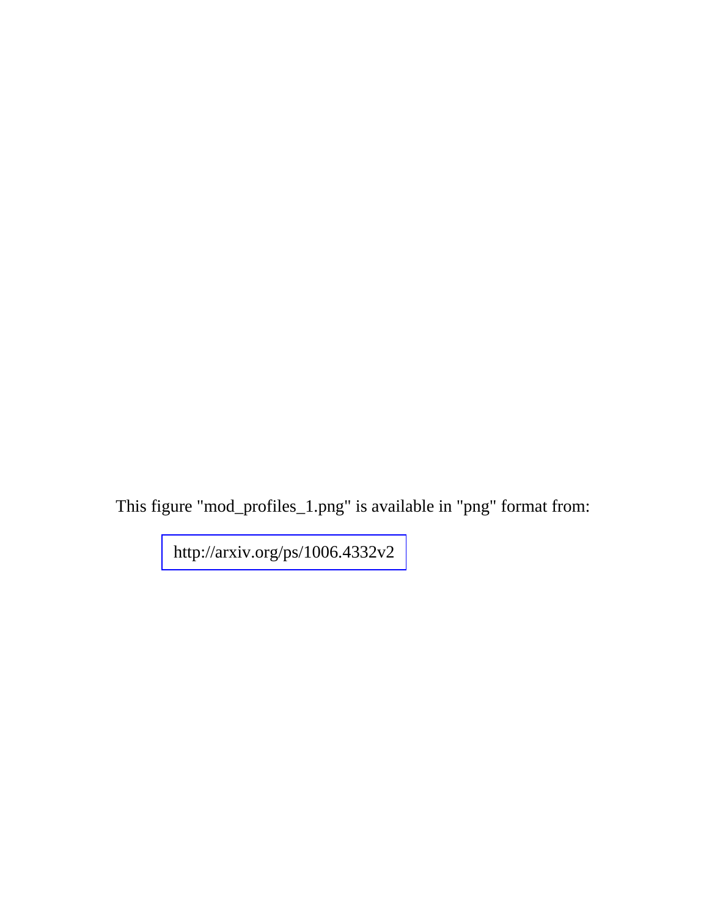This figure "mod_profiles_1.png" is available in "png" format from:

http://arxiv.org/ps/1006.4332v2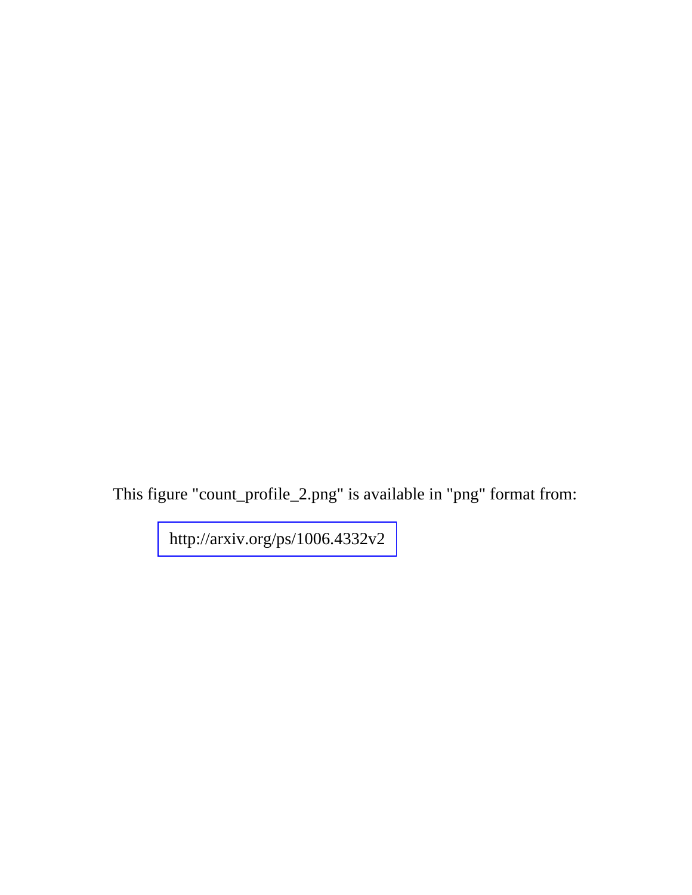This figure "count_profile_2.png" is available in "png" format from:

http://arxiv.org/ps/1006.4332v2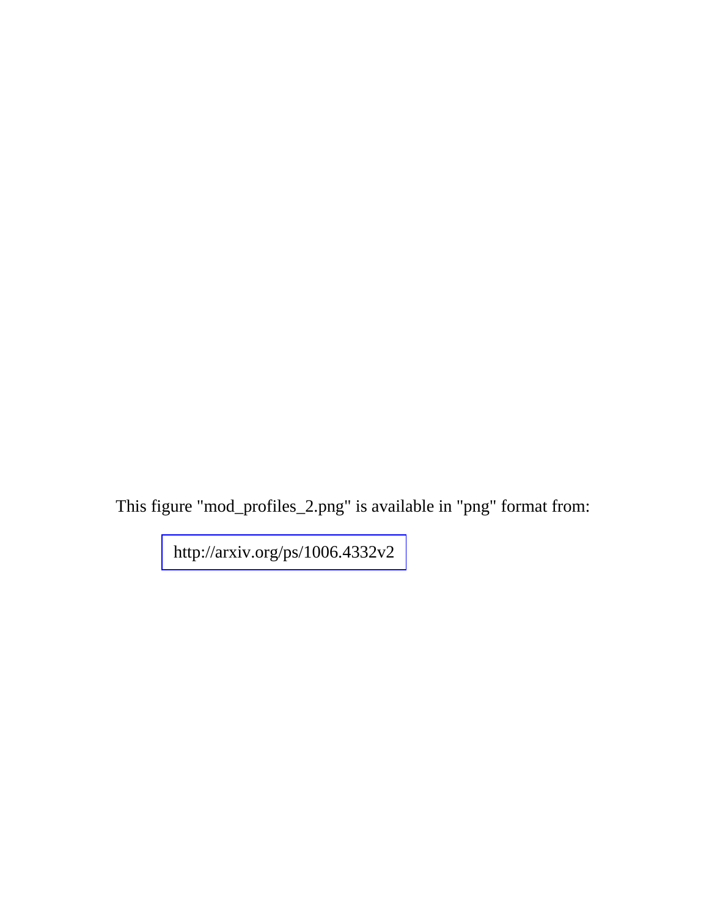This figure "mod_profiles_2.png" is available in "png" format from:

http://arxiv.org/ps/1006.4332v2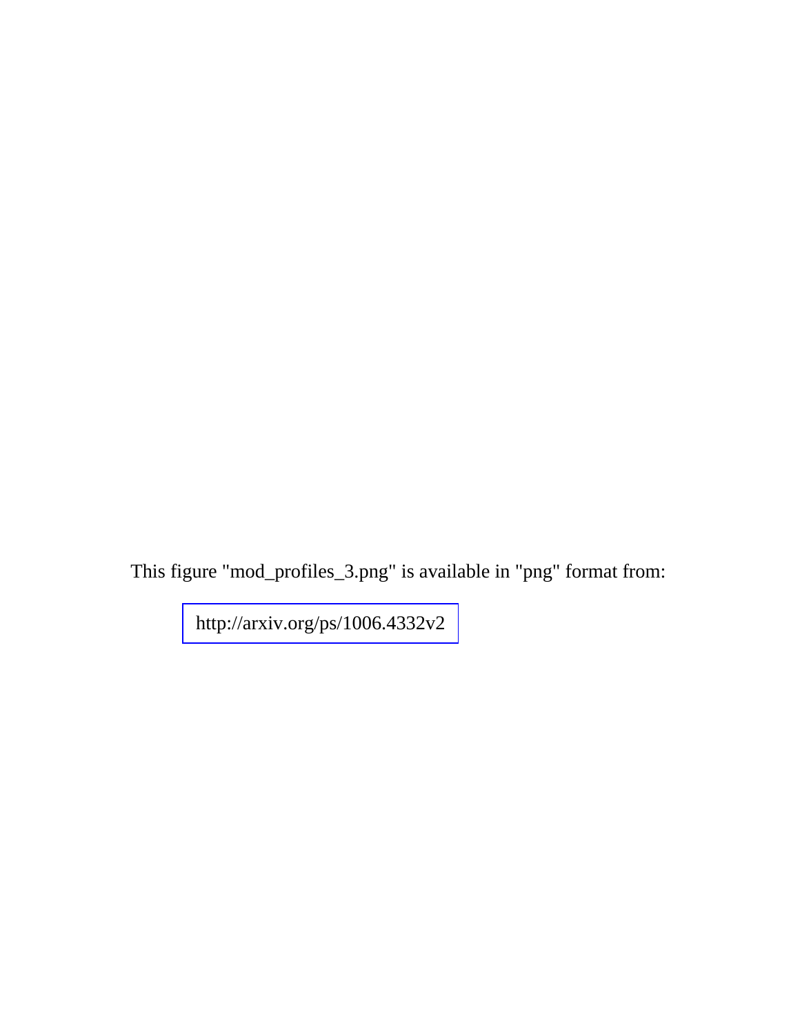This figure "mod_profiles_3.png" is available in "png" format from:

http://arxiv.org/ps/1006.4332v2